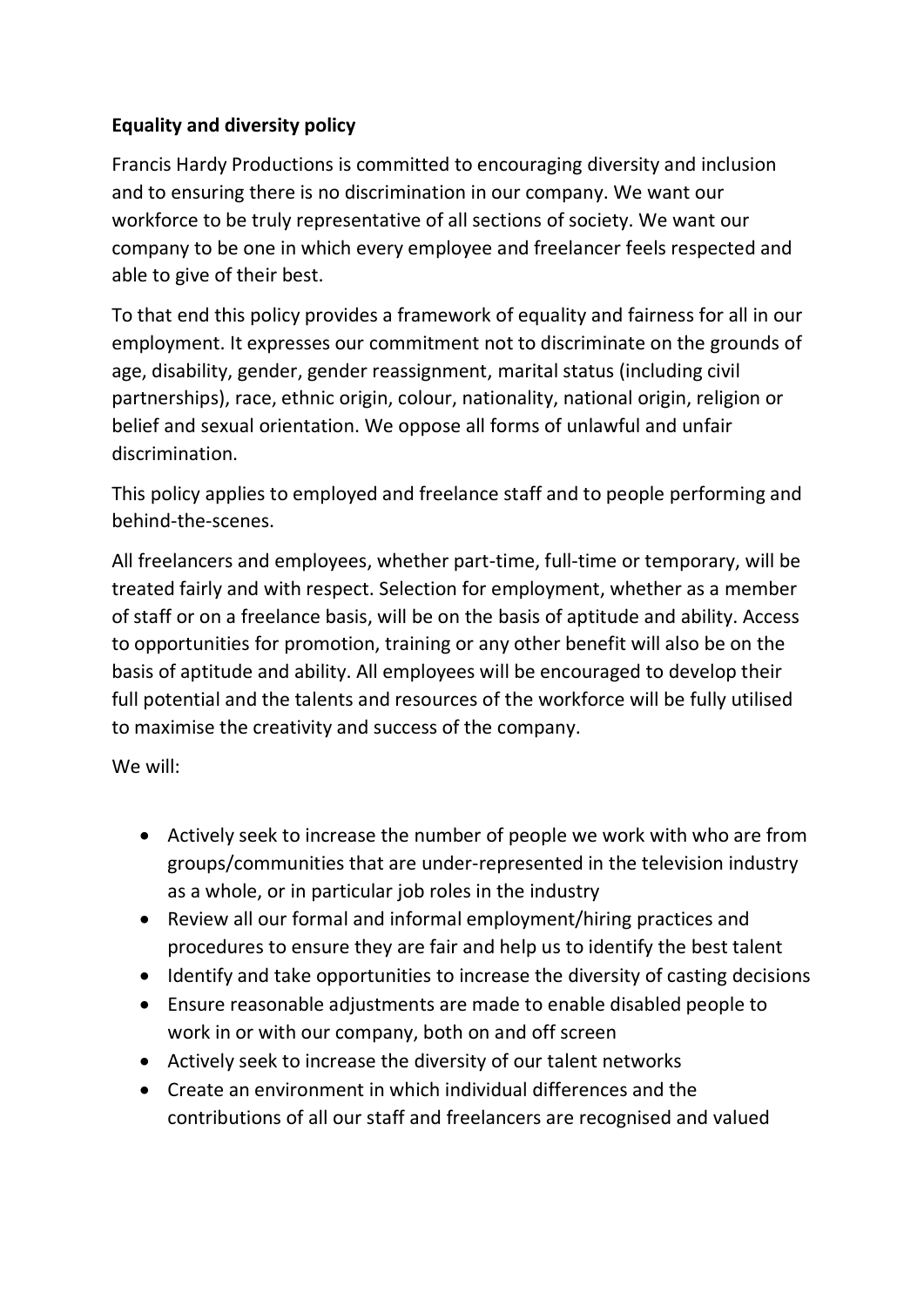## Equality and diversity policy

Francis Hardy Productions is committed to encouraging diversity and inclusion and to ensuring there is no discrimination in our company. We want our workforce to be truly representative of all sections of society. We want our company to be one in which every employee and freelancer feels respected and able to give of their best.

To that end this policy provides a framework of equality and fairness for all in our employment. It expresses our commitment not to discriminate on the grounds of age, disability, gender, gender reassignment, marital status (including civil partnerships), race, ethnic origin, colour, nationality, national origin, religion or belief and sexual orientation. We oppose all forms of unlawful and unfair discrimination.

This policy applies to employed and freelance staff and to people performing and behind-the-scenes.

All freelancers and employees, whether part-time, full-time or temporary, will be treated fairly and with respect. Selection for employment, whether as a member of staff or on a freelance basis, will be on the basis of aptitude and ability. Access to opportunities for promotion, training or any other benefit will also be on the basis of aptitude and ability. All employees will be encouraged to develop their full potential and the talents and resources of the workforce will be fully utilised to maximise the creativity and success of the company.

We will:

- Actively seek to increase the number of people we work with who are from groups/communities that are under-represented in the television industry as a whole, or in particular job roles in the industry
- Review all our formal and informal employment/hiring practices and procedures to ensure they are fair and help us to identify the best talent
- Identify and take opportunities to increase the diversity of casting decisions
- Ensure reasonable adjustments are made to enable disabled people to work in or with our company, both on and off screen
- Actively seek to increase the diversity of our talent networks
- Create an environment in which individual differences and the contributions of all our staff and freelancers are recognised and valued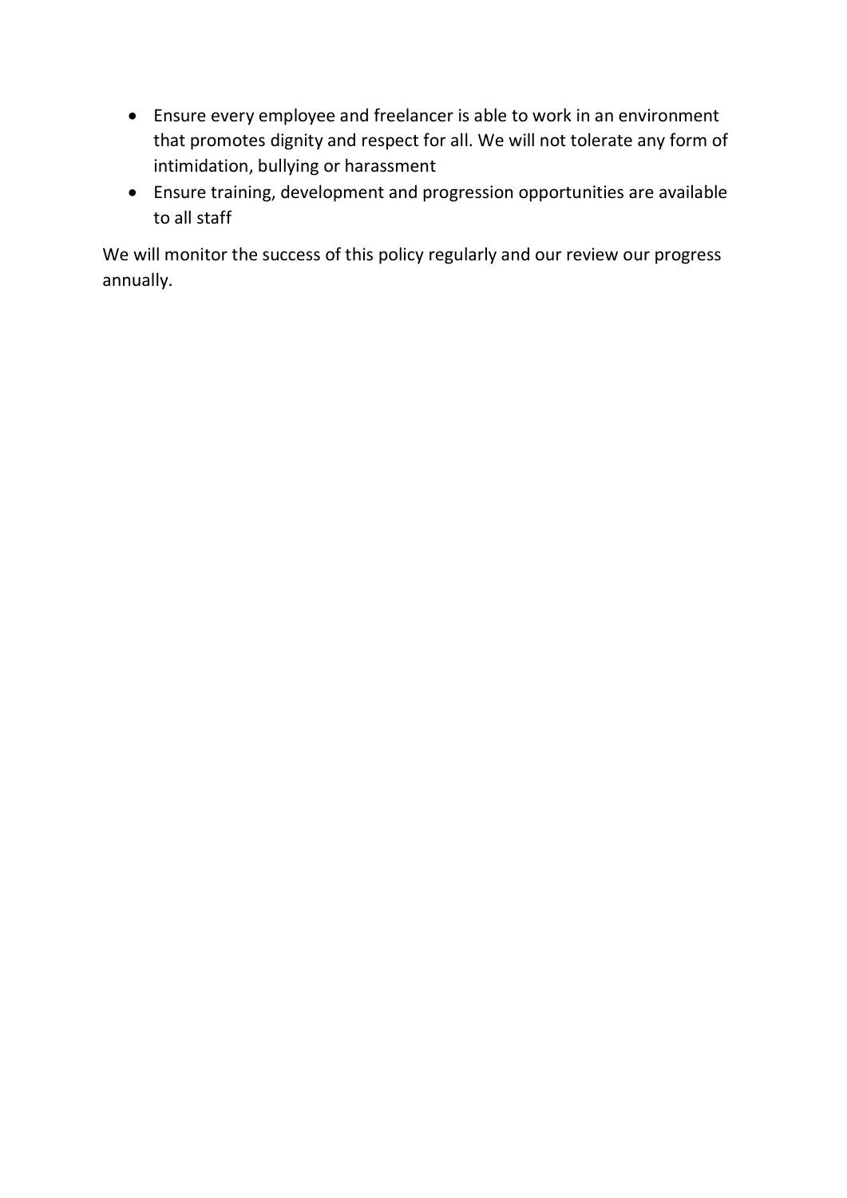- Ensure every employee and freelancer is able to work in an environment that promotes dignity and respect for all. We will not tolerate any form of intimidation, bullying or harassment
- Ensure training, development and progression opportunities are available to all staff

We will monitor the success of this policy regularly and our review our progress annually.